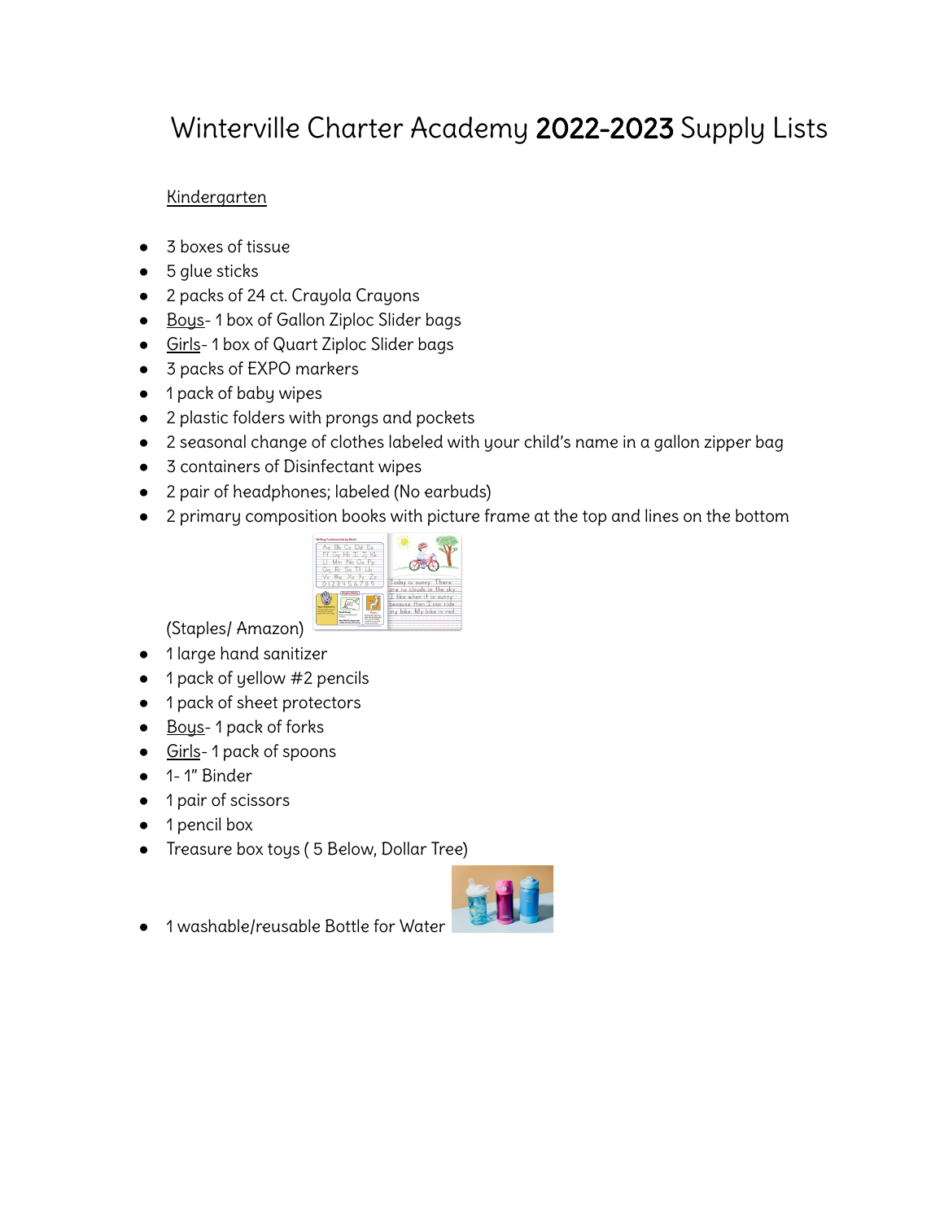# Winterville Charter Academy **2022-2023** Supply Lists

<u>Kindergarten</u>

- 3 boxes of tissue
- 5 glue sticks
- 2 packs of 24 ct. Crayola Crayons
- <u>Boys</u>- 1 box of Gallon Ziploc Slider bags
- <u>Girls</u>- 1 box of Quart Ziploc Slider bags
- 3 packs of EXPO markers
- 1 pack of baby wipes
- 2 plastic folders with prongs and pockets
- 2 seasonal change of clothes labeled with your child's name in a gallon zipper bag
- 3 containers of Disinfectant wipes
- 2 pair of headphones; labeled (No earbuds)
- 2 primary composition books with picture frame at the top and lines on the bottom (Staples/ Amazon)
- 1 large hand sanitizer
- 1 pack of yellow #2 pencils
- 1 pack of sheet protectors
- <u>Boys</u>- 1 pack of forks
- <u>Girls</u>- 1 pack of spoons
- 1- 1" Binder
- 1 pair of scissors
- 1 pencil box
- Treasure box toys ( 5 Below, Dollar Tree)
- 1 washable/reusable Bottle for Water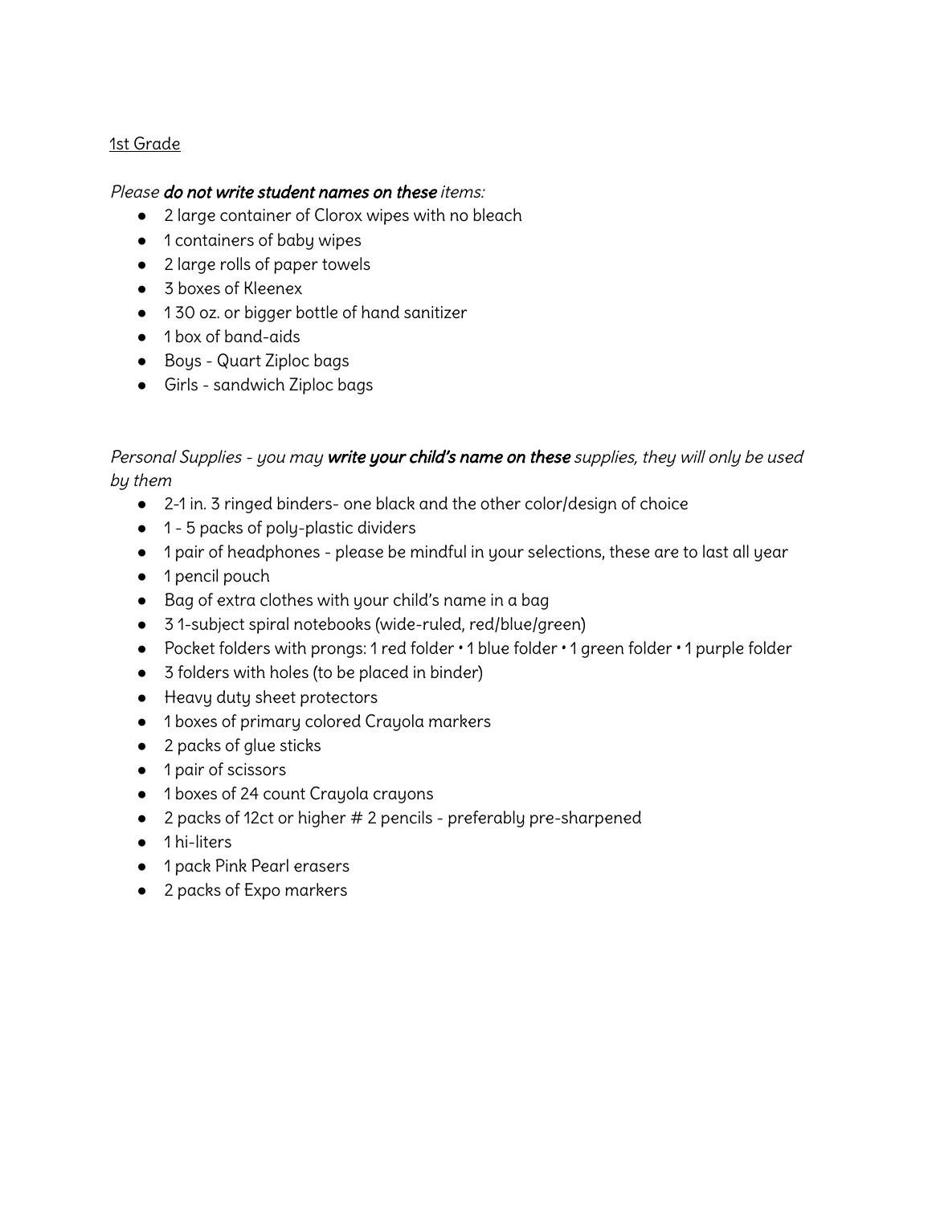<u>1st Grade</u>

*Please **do not write student names on these** items:*

- 2 large container of Clorox wipes with no bleach
- 1 containers of baby wipes
- 2 large rolls of paper towels
- 3 boxes of Kleenex
- 1 30 oz. or bigger bottle of hand sanitizer
- 1 box of band-aids
- Boys - Quart Ziploc bags
- Girls - sandwich Ziploc bags

*Personal Supplies - you may **write your child's name on these** supplies, they will only be used by them*

- 2-1 in. 3 ringed binders- one black and the other color/design of choice
- 1 - 5 packs of poly-plastic dividers
- 1 pair of headphones - please be mindful in your selections, these are to last all year
- 1 pencil pouch
- Bag of extra clothes with your child's name in a bag
- 3 1-subject spiral notebooks (wide-ruled, red/blue/green)
- Pocket folders with prongs: 1 red folder • 1 blue folder • 1 green folder • 1 purple folder
- 3 folders with holes (to be placed in binder)
- Heavy duty sheet protectors
- 1 boxes of primary colored Crayola markers
- 2 packs of glue sticks
- 1 pair of scissors
- 1 boxes of 24 count Crayola crayons
- 2 packs of 12ct or higher # 2 pencils - preferably pre-sharpened
- 1 hi-liters
- 1 pack Pink Pearl erasers
- 2 packs of Expo markers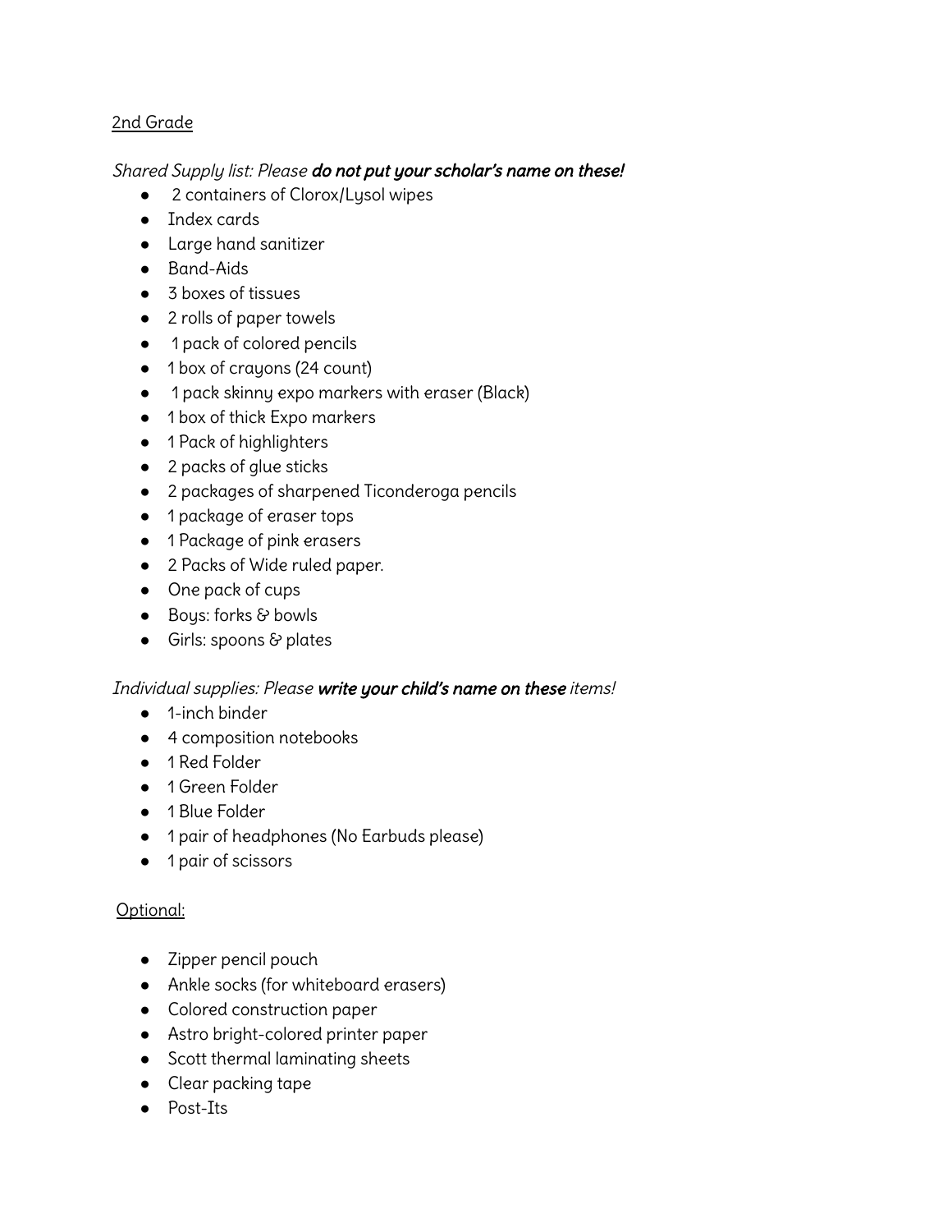## 2nd Grade

*Shared Supply list: Please* ***do not put your scholar's name on these!***

- 2 containers of Clorox/Lysol wipes
- Index cards
- Large hand sanitizer
- Band-Aids
- 3 boxes of tissues
- 2 rolls of paper towels
- 1 pack of colored pencils
- 1 box of crayons (24 count)
- 1 pack skinny expo markers with eraser (Black)
- 1 box of thick Expo markers
- 1 Pack of highlighters
- 2 packs of glue sticks
- 2 packages of sharpened Ticonderoga pencils
- 1 package of eraser tops
- 1 Package of pink erasers
- 2 Packs of Wide ruled paper.
- One pack of cups
- Boys: forks & bowls
- Girls: spoons & plates

*Individual supplies: Please* ***write your child's name on these*** *items!*

- 1-inch binder
- 4 composition notebooks
- 1 Red Folder
- 1 Green Folder
- 1 Blue Folder
- 1 pair of headphones (No Earbuds please)
- 1 pair of scissors

## Optional:

- Zipper pencil pouch
- Ankle socks (for whiteboard erasers)
- Colored construction paper
- Astro bright-colored printer paper
- Scott thermal laminating sheets
- Clear packing tape
- Post-Its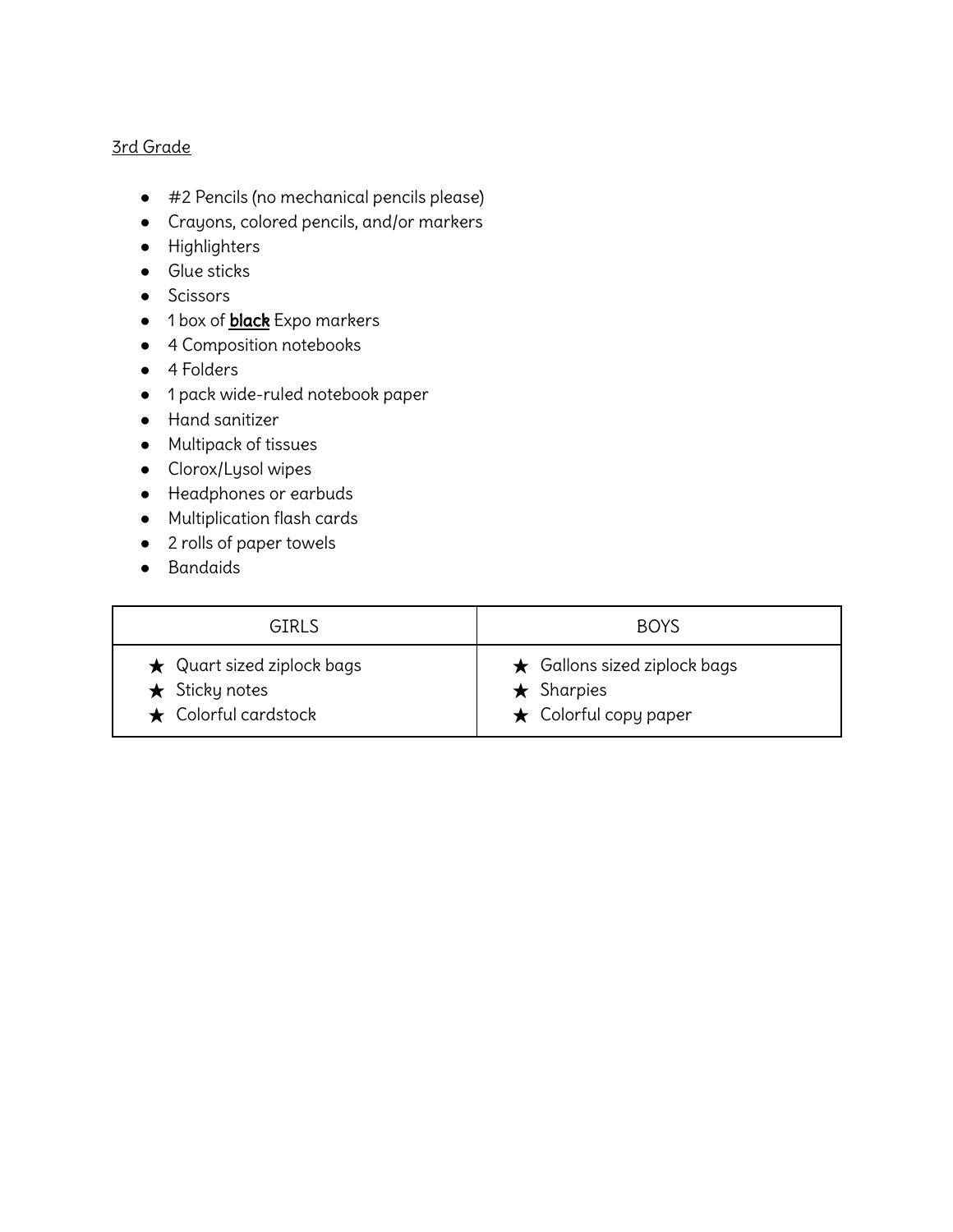<u>3rd Grade</u>

- #2 Pencils (no mechanical pencils please)
- Crayons, colored pencils, and/or markers
- Highlighters
- Glue sticks
- Scissors
- 1 box of <u>**black**</u> Expo markers
- 4 Composition notebooks
- 4 Folders
- 1 pack wide-ruled notebook paper
- Hand sanitizer
- Multipack of tissues
- Clorox/Lysol wipes
- Headphones or earbuds
- Multiplication flash cards
- 2 rolls of paper towels
- Bandaids

| GIRLS | BOYS |
|---|---|
| ★ Quart sized ziplock bags<br>★ Sticky notes<br>★ Colorful cardstock | ★ Gallons sized ziplock bags<br>★ Sharpies<br>★ Colorful copy paper |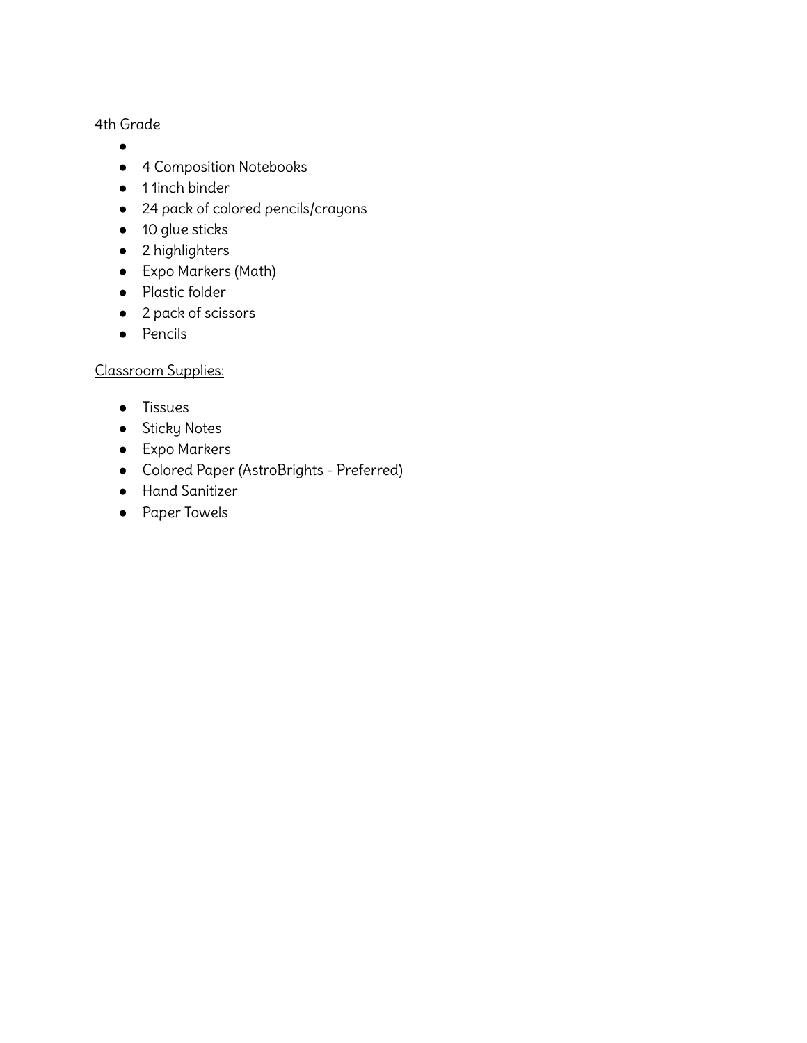4th Grade

- 
- 4 Composition Notebooks
- 1 1inch binder
- 24 pack of colored pencils/crayons
- 10 glue sticks
- 2 highlighters
- Expo Markers (Math)
- Plastic folder
- 2 pack of scissors
- Pencils

Classroom Supplies:

- Tissues
- Sticky Notes
- Expo Markers
- Colored Paper (AstroBrights - Preferred)
- Hand Sanitizer
- Paper Towels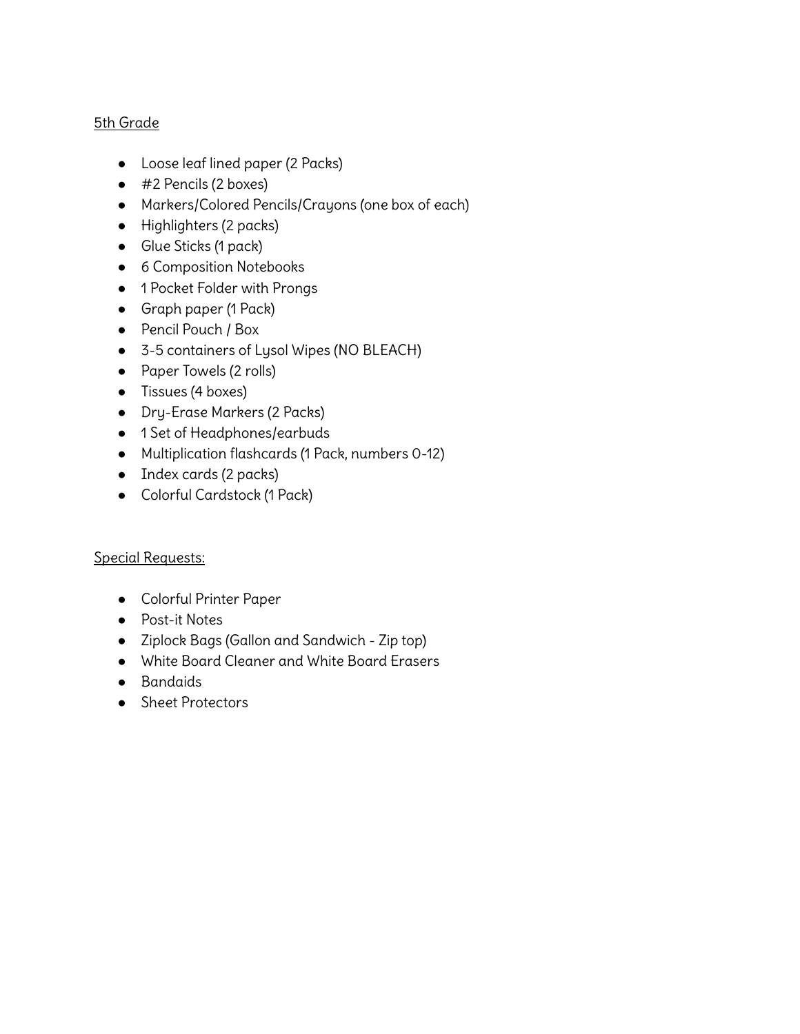5th Grade

- Loose leaf lined paper (2 Packs)
- #2 Pencils (2 boxes)
- Markers/Colored Pencils/Crayons (one box of each)
- Highlighters (2 packs)
- Glue Sticks (1 pack)
- 6 Composition Notebooks
- 1 Pocket Folder with Prongs
- Graph paper (1 Pack)
- Pencil Pouch / Box
- 3-5 containers of Lysol Wipes (NO BLEACH)
- Paper Towels (2 rolls)
- Tissues (4 boxes)
- Dry-Erase Markers (2 Packs)
- 1 Set of Headphones/earbuds
- Multiplication flashcards (1 Pack, numbers 0-12)
- Index cards (2 packs)
- Colorful Cardstock (1 Pack)

Special Requests:

- Colorful Printer Paper
- Post-it Notes
- Ziplock Bags (Gallon and Sandwich - Zip top)
- White Board Cleaner and White Board Erasers
- Bandaids
- Sheet Protectors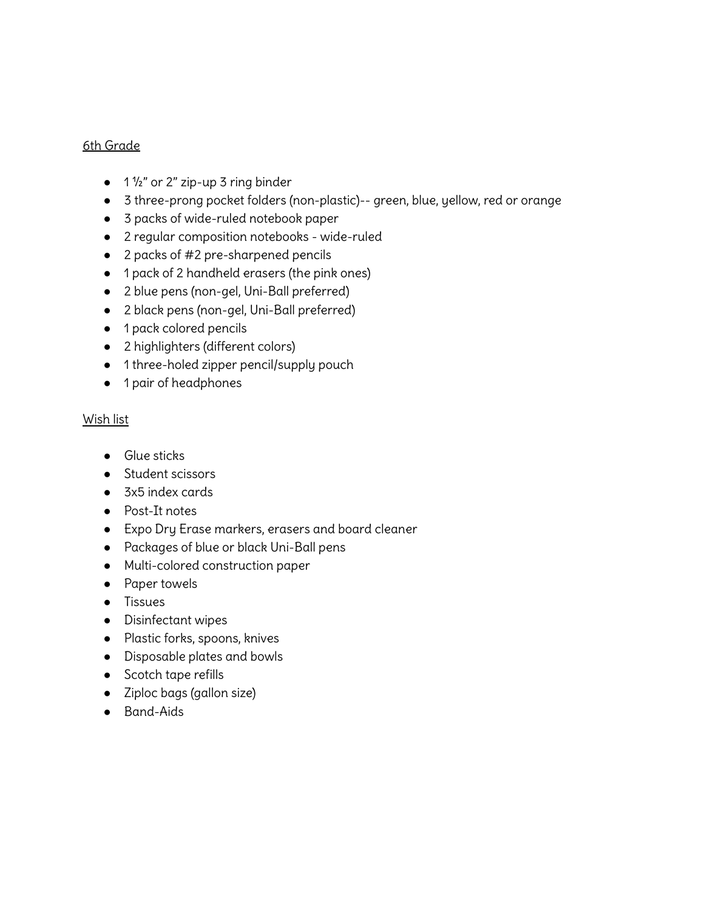<u>6th Grade</u>

- 1 ½" or 2" zip-up 3 ring binder
- 3 three-prong pocket folders (non-plastic)-- green, blue, yellow, red or orange
- 3 packs of wide-ruled notebook paper
- 2 regular composition notebooks - wide-ruled
- 2 packs of #2 pre-sharpened pencils
- 1 pack of 2 handheld erasers (the pink ones)
- 2 blue pens (non-gel, Uni-Ball preferred)
- 2 black pens (non-gel, Uni-Ball preferred)
- 1 pack colored pencils
- 2 highlighters (different colors)
- 1 three-holed zipper pencil/supply pouch
- 1 pair of headphones

<u>Wish list</u>

- Glue sticks
- Student scissors
- 3x5 index cards
- Post-It notes
- Expo Dry Erase markers, erasers and board cleaner
- Packages of blue or black Uni-Ball pens
- Multi-colored construction paper
- Paper towels
- Tissues
- Disinfectant wipes
- Plastic forks, spoons, knives
- Disposable plates and bowls
- Scotch tape refills
- Ziploc bags (gallon size)
- Band-Aids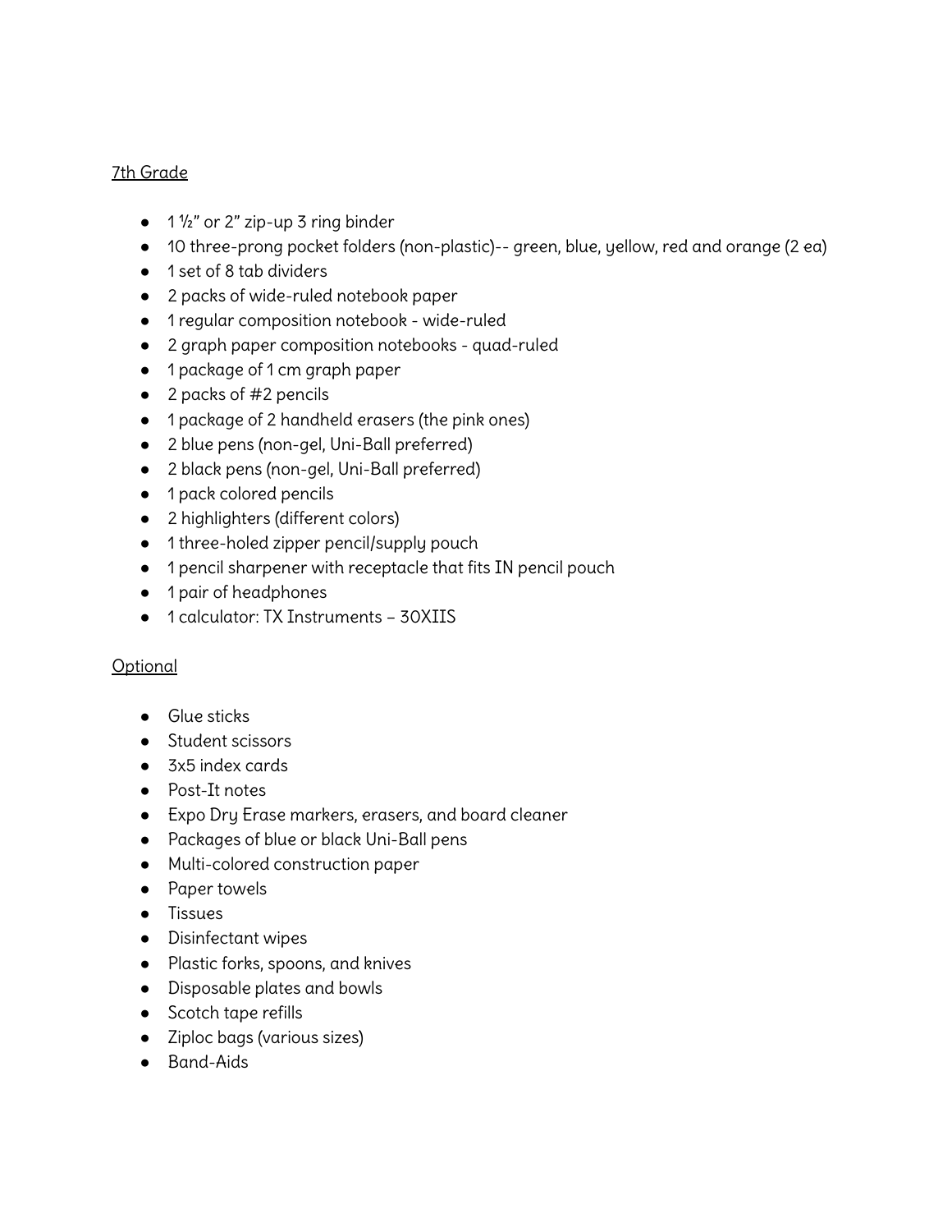## 7th Grade

- 1 ½" or 2" zip-up 3 ring binder
- 10 three-prong pocket folders (non-plastic)-- green, blue, yellow, red and orange (2 ea)
- 1 set of 8 tab dividers
- 2 packs of wide-ruled notebook paper
- 1 regular composition notebook - wide-ruled
- 2 graph paper composition notebooks - quad-ruled
- 1 package of 1 cm graph paper
- 2 packs of #2 pencils
- 1 package of 2 handheld erasers (the pink ones)
- 2 blue pens (non-gel, Uni-Ball preferred)
- 2 black pens (non-gel, Uni-Ball preferred)
- 1 pack colored pencils
- 2 highlighters (different colors)
- 1 three-holed zipper pencil/supply pouch
- 1 pencil sharpener with receptacle that fits IN pencil pouch
- 1 pair of headphones
- 1 calculator: TX Instruments – 30XIIS

## Optional

- Glue sticks
- Student scissors
- 3x5 index cards
- Post-It notes
- Expo Dry Erase markers, erasers, and board cleaner
- Packages of blue or black Uni-Ball pens
- Multi-colored construction paper
- Paper towels
- Tissues
- Disinfectant wipes
- Plastic forks, spoons, and knives
- Disposable plates and bowls
- Scotch tape refills
- Ziploc bags (various sizes)
- Band-Aids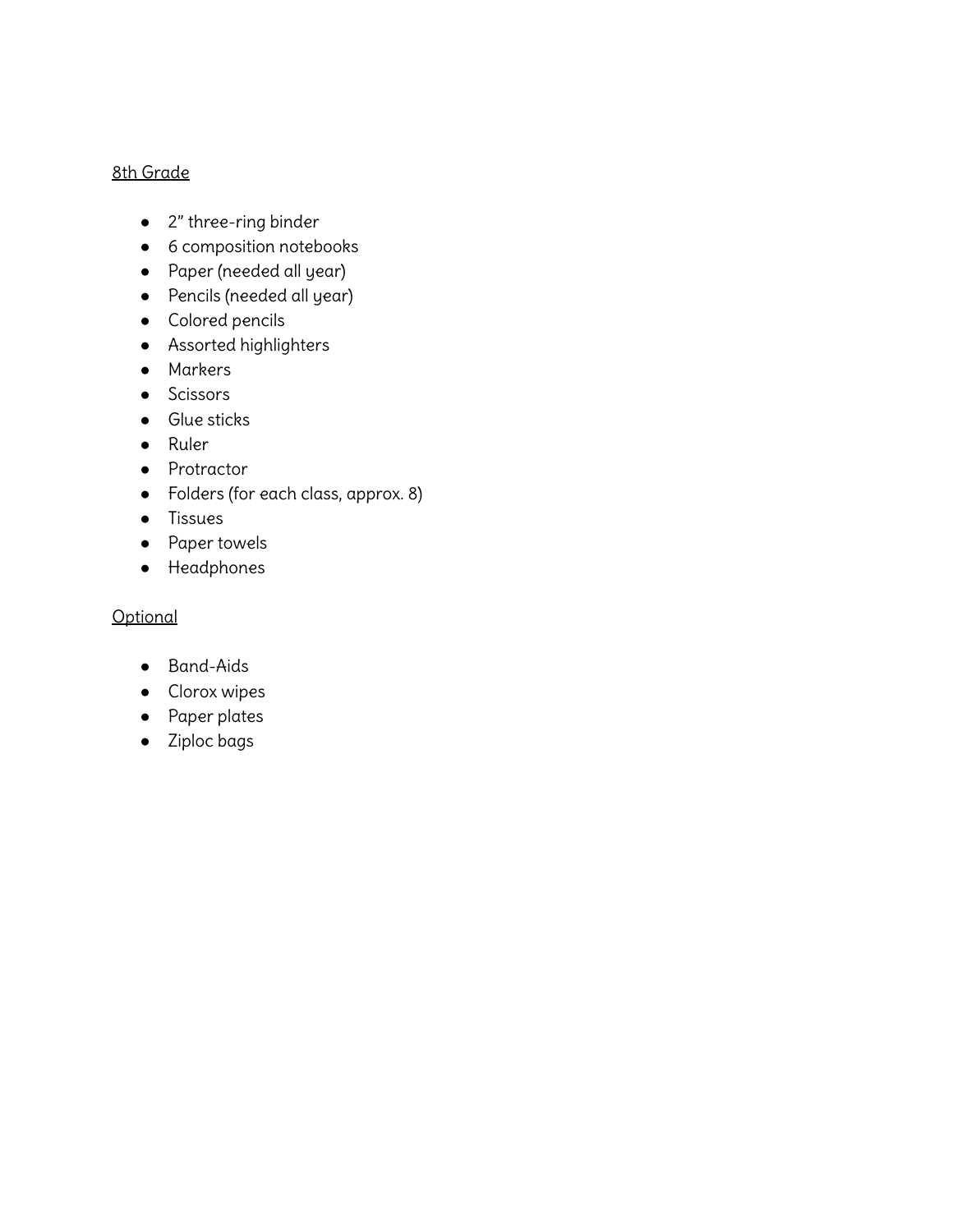8th Grade

- 2" three-ring binder
- 6 composition notebooks
- Paper (needed all year)
- Pencils (needed all year)
- Colored pencils
- Assorted highlighters
- Markers
- Scissors
- Glue sticks
- Ruler
- Protractor
- Folders (for each class, approx. 8)
- Tissues
- Paper towels
- Headphones

Optional

- Band-Aids
- Clorox wipes
- Paper plates
- Ziploc bags